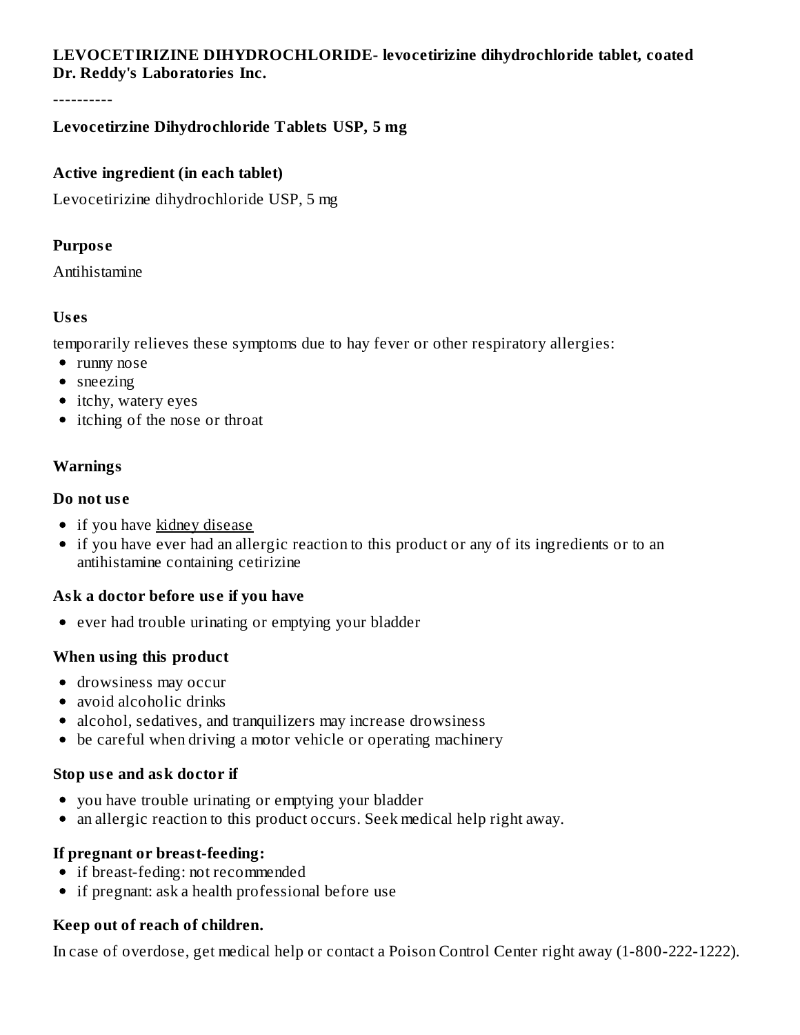**LEVOCETIRIZINE DIHYDROCHLORIDE- levocetirizine dihydrochloride tablet, coated**
**Dr. Reddy's Laboratories Inc.**

----------

## Levocetirzine Dihydrochloride Tablets USP, 5 mg

### Active ingredient (in each tablet)

Levocetirizine dihydrochloride USP, 5 mg

### Purpose

Antihistamine

### Uses

temporarily relieves these symptoms due to hay fever or other respiratory allergies:

- runny nose
- sneezing
- itchy, watery eyes
- itching of the nose or throat

### Warnings

#### Do not use

- if you have kidney disease
- if you have ever had an allergic reaction to this product or any of its ingredients or to an antihistamine containing cetirizine

#### Ask a doctor before use if you have

- ever had trouble urinating or emptying your bladder

#### When using this product

- drowsiness may occur
- avoid alcoholic drinks
- alcohol, sedatives, and tranquilizers may increase drowsiness
- be careful when driving a motor vehicle or operating machinery

#### Stop use and ask doctor if

- you have trouble urinating or emptying your bladder
- an allergic reaction to this product occurs. Seek medical help right away.

#### If pregnant or breast-feeding:

- if breast-feding: not recommended
- if pregnant: ask a health professional before use

#### Keep out of reach of children.

In case of overdose, get medical help or contact a Poison Control Center right away (1-800-222-1222).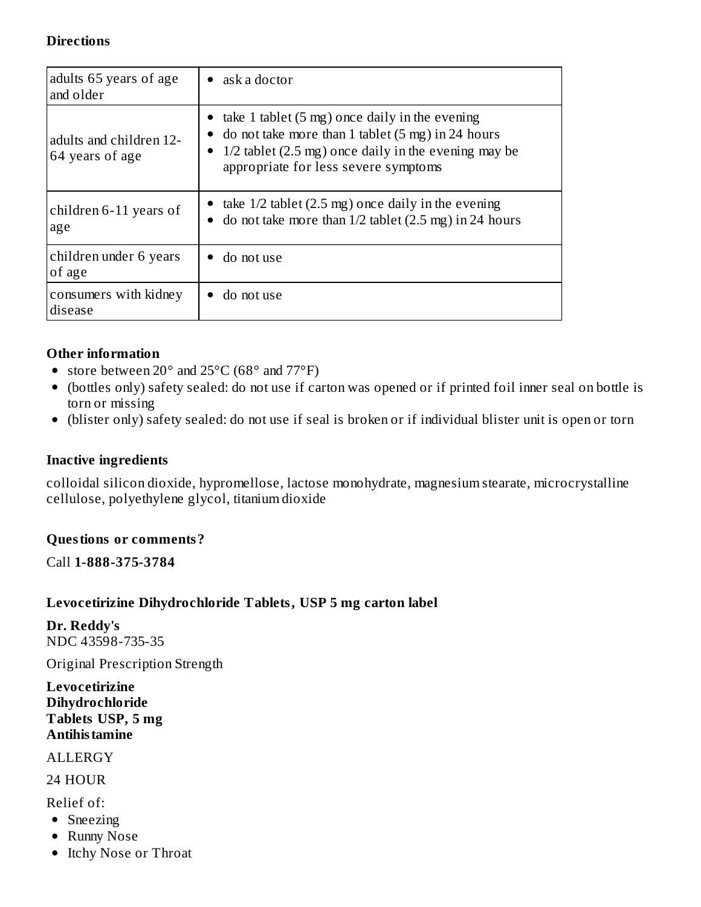### Directions

| | |
|---|---|
| adults 65 years of age and older | • ask a doctor |
| adults and children 12-64 years of age | • take 1 tablet (5 mg) once daily in the evening<br>• do not take more than 1 tablet (5 mg) in 24 hours<br>• 1/2 tablet (2.5 mg) once daily in the evening may be appropriate for less severe symptoms |
| children 6-11 years of age | • take 1/2 tablet (2.5 mg) once daily in the evening<br>• do not take more than 1/2 tablet (2.5 mg) in 24 hours |
| children under 6 years of age | • do not use |
| consumers with kidney disease | • do not use |

### Other information

- store between 20° and 25°C (68° and 77°F)
- (bottles only) safety sealed: do not use if carton was opened or if printed foil inner seal on bottle is torn or missing
- (blister only) safety sealed: do not use if seal is broken or if individual blister unit is open or torn

### Inactive ingredients

colloidal silicon dioxide, hypromellose, lactose monohydrate, magnesium stearate, microcrystalline cellulose, polyethylene glycol, titanium dioxide

### Questions or comments?

Call **1-888-375-3784**

### Levocetirizine Dihydrochloride Tablets, USP 5 mg carton label

**Dr. Reddy's**
NDC 43598-735-35

Original Prescription Strength

**Levocetirizine Dihydrochloride Tablets USP, 5 mg Antihistamine**

ALLERGY

24 HOUR

Relief of:

- Sneezing
- Runny Nose
- Itchy Nose or Throat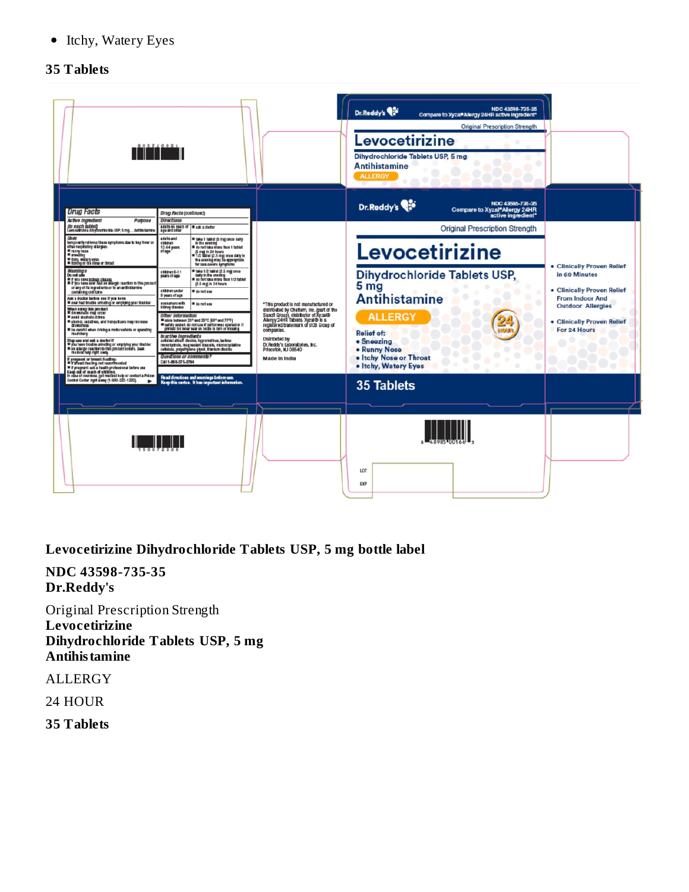- Itchy, Watery Eyes

**35 Tablets**

**Levocetirizine Dihydrochloride Tablets USP, 5 mg bottle label**

**NDC 43598-735-35**
**Dr.Reddy's**

Original Prescription Strength
**Levocetirizine**
**Dihydrochloride Tablets USP, 5 mg**
**Antihistamine**

ALLERGY

24 HOUR

**35 Tablets**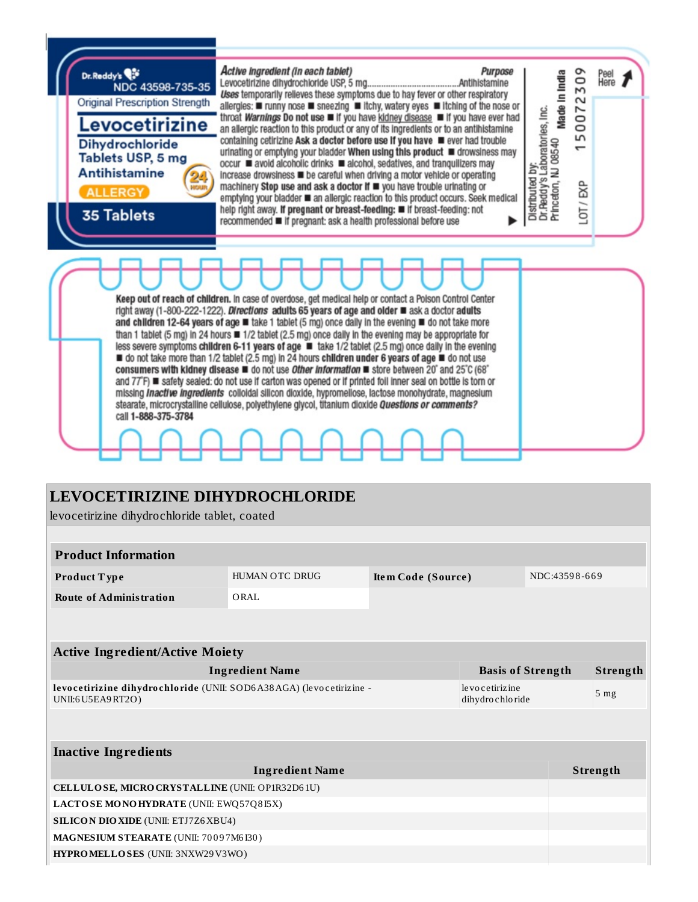Dr.Reddy's
NDC 43598-735-35
Original Prescription Strength

**Levocetirizine**
**Dihydrochloride Tablets USP, 5 mg**
**Antihistamine**

24 HOUR

ALLERGY

**35 Tablets**

***Active ingredient (in each tablet)*** — ***Purpose***
Levocetirizine dihydrochloride USP, 5 mg....................................Antihistamine

***Uses*** temporarily relieves these symptoms due to hay fever or other respiratory allergies: ■ runny nose ■ sneezing ■ itchy, watery eyes ■ itching of the nose or throat ***Warnings*** **Do not use** ■ if you have kidney disease ■ if you have ever had an allergic reaction to this product or any of its ingredients or to an antihistamine containing cetirizine **Ask a doctor before use if you have** ■ ever had trouble urinating or emptying your bladder **When using this product** ■ drowsiness may occur ■ avoid alcoholic drinks ■ alcohol, sedatives, and tranquilizers may increase drowsiness ■ be careful when driving a motor vehicle or operating machinery **Stop use and ask a doctor if** ■ you have trouble urinating or emptying your bladder ■ an allergic reaction to this product occurs. Seek medical help right away. **If pregnant or breast-feeding:** ■ if breast-feeding: not recommended ■ if pregnant: ask a health professional before use

Distributed by:
Dr.Reddy's Laboratories, Inc.
Princeton, NJ 08540
**Made in India**

150072309

LOT / EXP

Peel Here

**Keep out of reach of children.** In case of overdose, get medical help or contact a Poison Control Center right away (1-800-222-1222). ***Directions*** **adults 65 years of age and older** ■ ask a doctor **adults and children 12-64 years of age** ■ take 1 tablet (5 mg) once daily in the evening ■ do not take more than 1 tablet (5 mg) in 24 hours ■ 1/2 tablet (2.5 mg) once daily in the evening may be appropriate for less severe symptoms **children 6-11 years of age** ■ take 1/2 tablet (2.5 mg) once daily in the evening ■ do not take more than 1/2 tablet (2.5 mg) in 24 hours **children under 6 years of age** ■ do not use **consumers with kidney disease** ■ do not use ***Other information*** ■ store between 20° and 25°C (68° and 77°F) ■ safety sealed: do not use if carton was opened or if printed foil inner seal on bottle is torn or missing ***Inactive ingredients*** colloidal silicon dioxide, hypromellose, lactose monohydrate, magnesium stearate, microcrystalline cellulose, polyethylene glycol, titanium dioxide ***Questions or comments?*** call **1-888-375-3784**

# LEVOCETIRIZINE DIHYDROCHLORIDE

levocetirizine dihydrochloride tablet, coated

| Product Information | | | |
|---|---|---|---|
| **Product Type** | HUMAN OTC DRUG | **Item Code (Source)** | NDC:43598-669 |
| **Route of Administration** | ORAL | | |

| Active Ingredient/Active Moiety | | |
|---|---|---|
| **Ingredient Name** | **Basis of Strength** | **Strength** |
| **levocetirizine dihydrochloride** (UNII: SOD6A38AGA) (levocetirizine - UNII:6U5EA9RT2O) | levocetirizine dihydrochloride | 5 mg |

| Inactive Ingredients | |
|---|---|
| **Ingredient Name** | **Strength** |
| **CELLULOSE, MICROCRYSTALLINE** (UNII: OP1R32D61U) | |
| **LACTOSE MONOHYDRATE** (UNII: EWQ57Q8I5X) | |
| **SILICON DIOXIDE** (UNII: ETJ7Z6XBU4) | |
| **MAGNESIUM STEARATE** (UNII: 70097M6I30) | |
| **HYPROMELLOSES** (UNII: 3NXW29V3WO) | |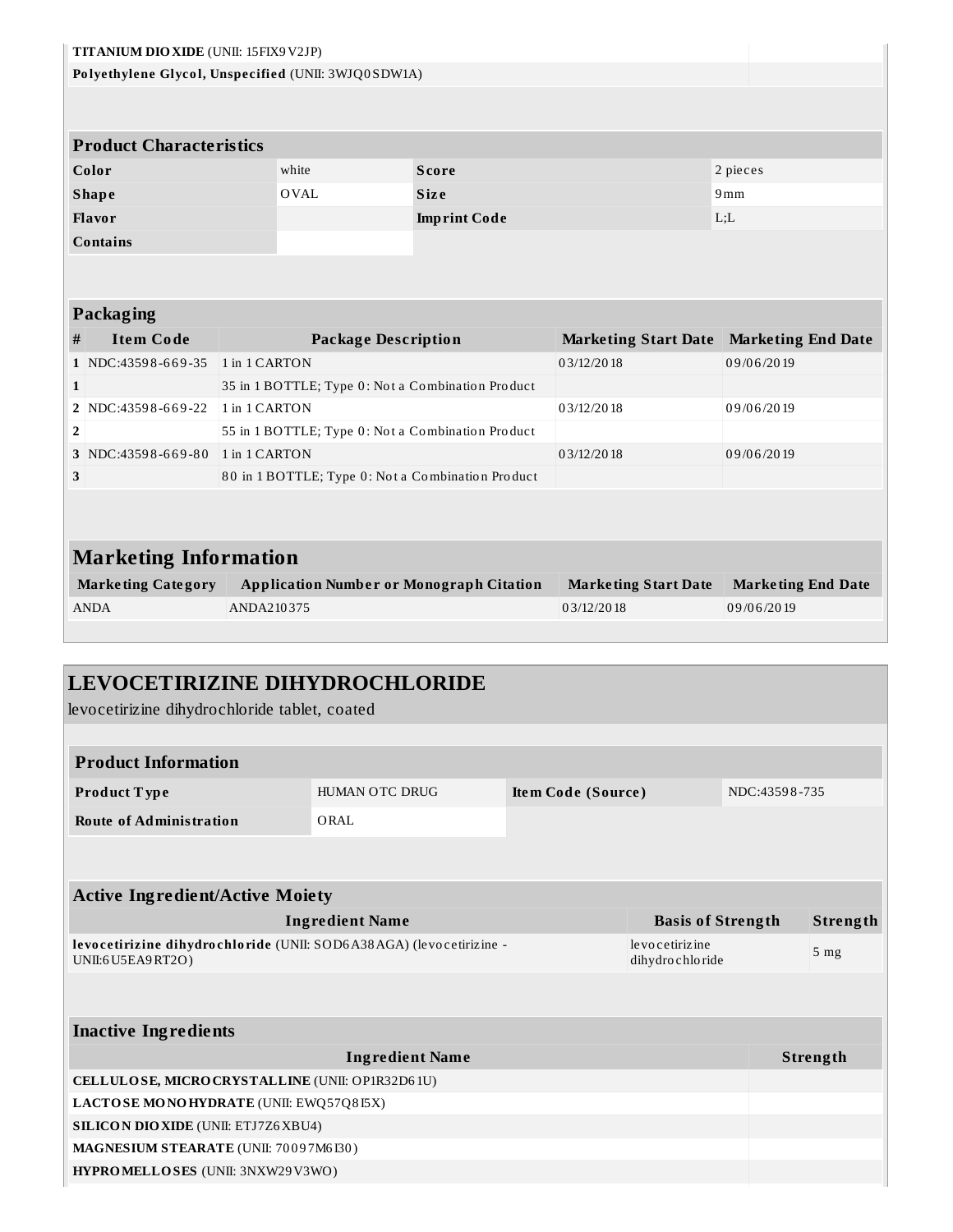| | |
|---|---|
| **TITANIUM DIOXIDE** (UNII: 15FIX9V2JP) | |
| **Polyethylene Glycol, Unspecified** (UNII: 3WJQ0SDW1A) | |

## Product Characteristics

| | | | |
|---|---|---|---|
| **Color** | white | **Score** | 2 pieces |
| **Shape** | OVAL | **Size** | 9mm |
| **Flavor** | | **Imprint Code** | L;L |
| **Contains** | | | |

## Packaging

| # | Item Code | Package Description | Marketing Start Date | Marketing End Date |
|---|---|---|---|---|
| 1 | NDC:43598-669-35 | 1 in 1 CARTON | 03/12/2018 | 09/06/2019 |
| 1 | | 35 in 1 BOTTLE; Type 0: Not a Combination Product | | |
| 2 | NDC:43598-669-22 | 1 in 1 CARTON | 03/12/2018 | 09/06/2019 |
| 2 | | 55 in 1 BOTTLE; Type 0: Not a Combination Product | | |
| 3 | NDC:43598-669-80 | 1 in 1 CARTON | 03/12/2018 | 09/06/2019 |
| 3 | | 80 in 1 BOTTLE; Type 0: Not a Combination Product | | |

## Marketing Information

| Marketing Category | Application Number or Monograph Citation | Marketing Start Date | Marketing End Date |
|---|---|---|---|
| ANDA | ANDA210375 | 03/12/2018 | 09/06/2019 |

# LEVOCETIRIZINE DIHYDROCHLORIDE

levocetirizine dihydrochloride tablet, coated

## Product Information

| | | | |
|---|---|---|---|
| **Product Type** | HUMAN OTC DRUG | **Item Code (Source)** | NDC:43598-735 |
| **Route of Administration** | ORAL | | |

## Active Ingredient/Active Moiety

| Ingredient Name | Basis of Strength | Strength |
|---|---|---|
| **levocetirizine dihydrochloride** (UNII: SOD6A38AGA) (levocetirizine - UNII:6U5EA9RT2O) | levocetirizine dihydrochloride | 5 mg |

## Inactive Ingredients

| Ingredient Name | Strength |
|---|---|
| **CELLULOSE, MICROCRYSTALLINE** (UNII: OP1R32D61U) | |
| **LACTOSE MONOHYDRATE** (UNII: EWQ57Q8I5X) | |
| **SILICON DIOXIDE** (UNII: ETJ7Z6XBU4) | |
| **MAGNESIUM STEARATE** (UNII: 70097M6I30) | |
| **HYPROMELLOSES** (UNII: 3NXW29V3WO) | |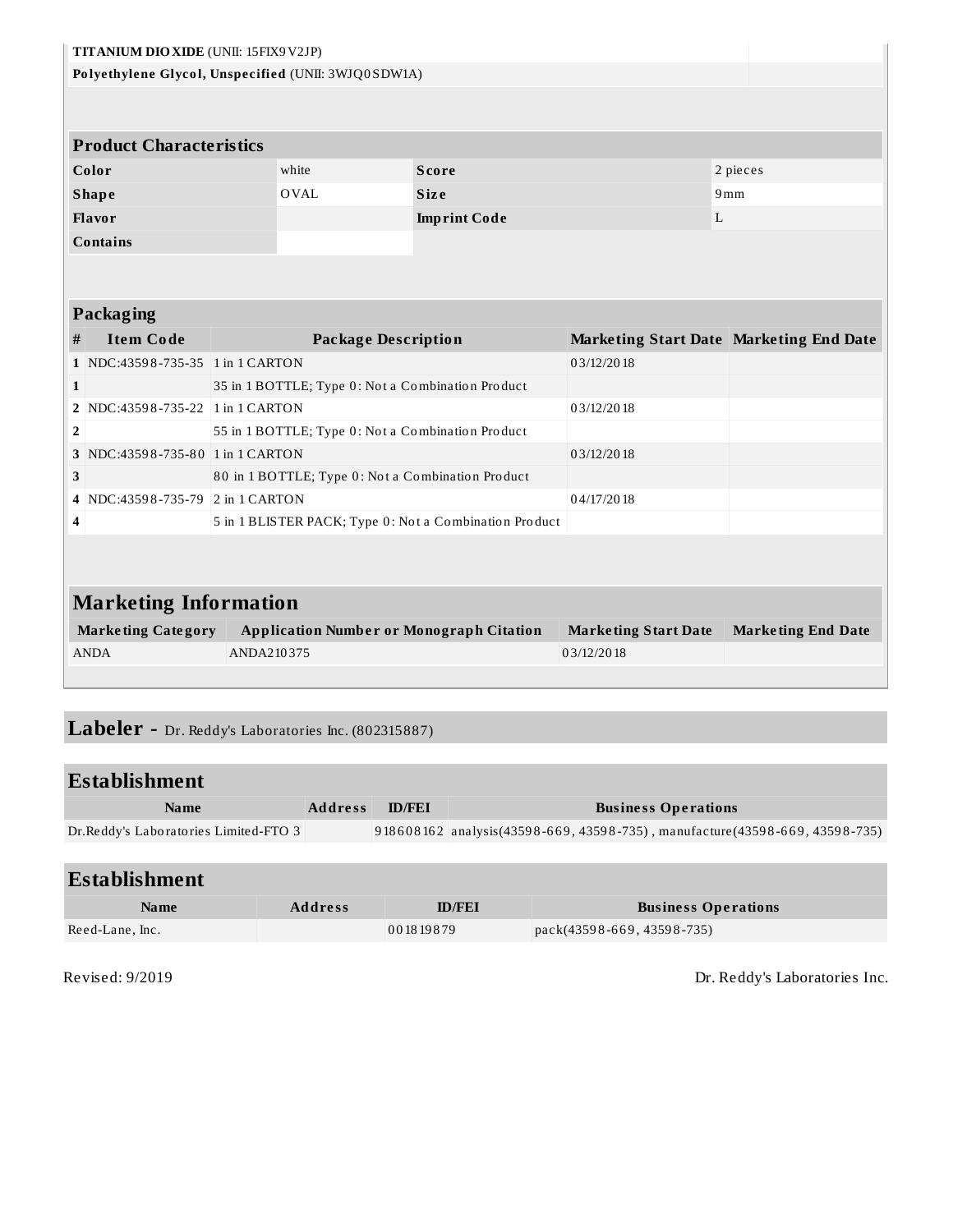| | |
|---|---|
| **TITANIUM DIOXIDE** (UNII: 15FIX9V2JP) | |
| **Polyethylene Glycol, Unspecified** (UNII: 3WJQ0SDW1A) | |

| Product Characteristics | | | |
|---|---|---|---|
| **Color** | white | **Score** | 2 pieces |
| **Shape** | OVAL | **Size** | 9mm |
| **Flavor** | | **Imprint Code** | L |
| **Contains** | | | |

| Packaging | | | | |
|---|---|---|---|---|
| **#** | **Item Code** | **Package Description** | **Marketing Start Date** | **Marketing End Date** |
| 1 | NDC:43598-735-35 | 1 in 1 CARTON | 03/12/2018 | |
| 1 | | 35 in 1 BOTTLE; Type 0: Not a Combination Product | | |
| 2 | NDC:43598-735-22 | 1 in 1 CARTON | 03/12/2018 | |
| 2 | | 55 in 1 BOTTLE; Type 0: Not a Combination Product | | |
| 3 | NDC:43598-735-80 | 1 in 1 CARTON | 03/12/2018 | |
| 3 | | 80 in 1 BOTTLE; Type 0: Not a Combination Product | | |
| 4 | NDC:43598-735-79 | 2 in 1 CARTON | 04/17/2018 | |
| 4 | | 5 in 1 BLISTER PACK; Type 0: Not a Combination Product | | |

| Marketing Information | | | |
|---|---|---|---|
| **Marketing Category** | **Application Number or Monograph Citation** | **Marketing Start Date** | **Marketing End Date** |
| ANDA | ANDA210375 | 03/12/2018 | |

## Labeler - Dr. Reddy's Laboratories Inc. (802315887)

| Establishment | | | |
|---|---|---|---|
| **Name** | **Address** | **ID/FEI** | **Business Operations** |
| Dr.Reddy's Laboratories Limited-FTO 3 | | 918608162 | analysis(43598-669, 43598-735) , manufacture(43598-669, 43598-735) |

| Establishment | | | |
|---|---|---|---|
| **Name** | **Address** | **ID/FEI** | **Business Operations** |
| Reed-Lane, Inc. | | 001819879 | pack(43598-669, 43598-735) |

Revised: 9/2019

Dr. Reddy's Laboratories Inc.